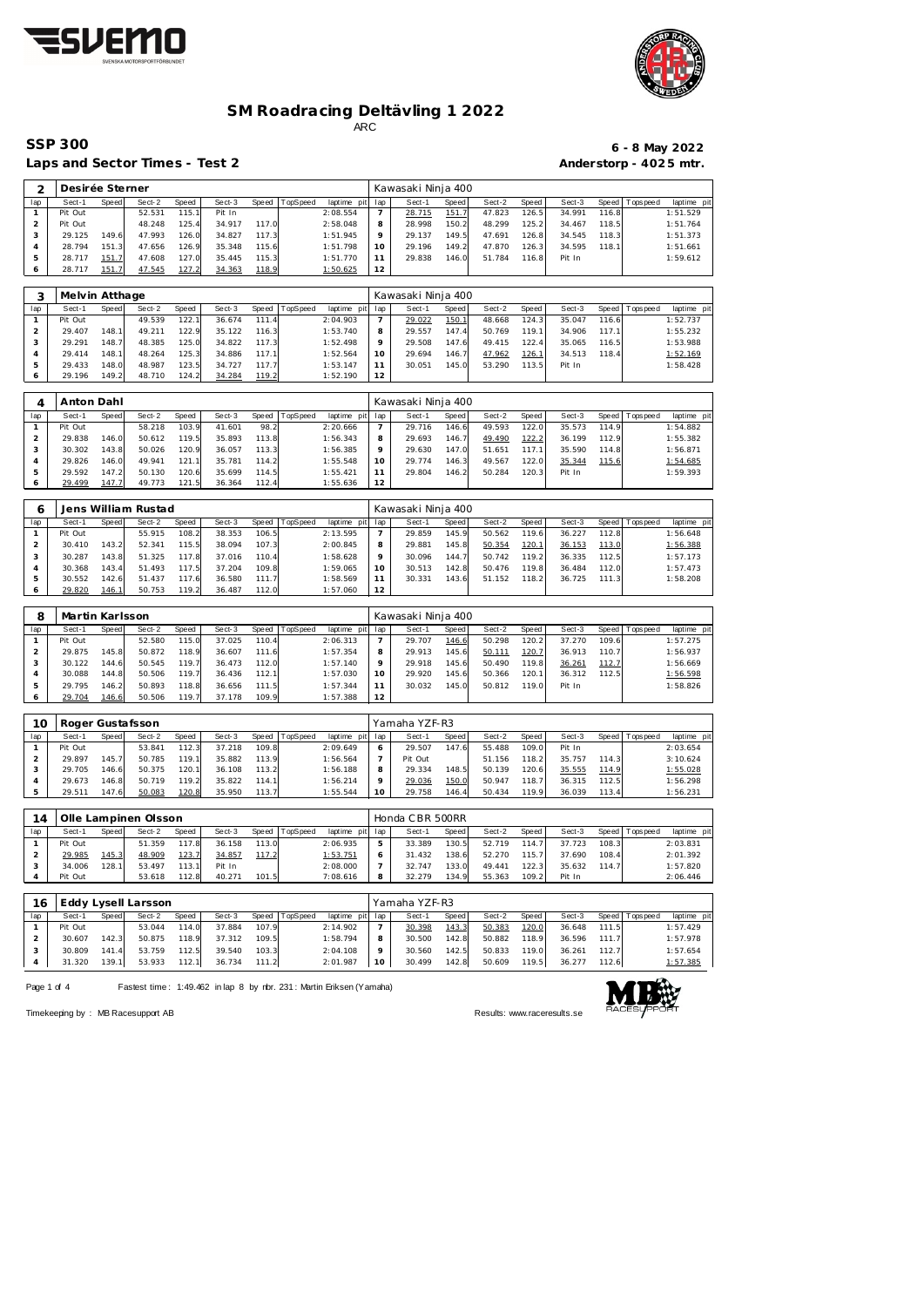# SM Roadracing Deltävling 1 2022

ARC

## SSP 300

**6 - 8 May 2022**

**Laps and Sector Times - Test 2**

**Anderstorp - 4025 mtr.**

| 2 | Desirée Sterner | | | | | | | | Kawasaki Ninja 400 | | | | | | | | |
|---|---|---|---|---|---|---|---|---|---|---|---|---|---|---|---|---|---|
| lap | Sect-1 | Speed | Sect-2 | Speed | Sect-3 | Speed | TopSpeed | laptime pit | lap | Sect-1 | Speed | Sect-2 | Speed | Sect-3 | Speed | Topspeed | laptime pit |
| 1 | Pit Out | | 52.531 | 115.1 | Pit In | | | 2:08.554 | 7 | 28.715 | 151.7 | 47.823 | 126.5 | 34.991 | 116.8 | | 1:51.529 |
| 2 | Pit Out | | 48.248 | 125.4 | 34.917 | 117.0 | | 2:58.048 | 8 | 28.998 | 150.2 | 48.299 | 125.2 | 34.467 | 118.5 | | 1:51.764 |
| 3 | 29.125 | 149.6 | 47.993 | 126.0 | 34.827 | 117.3 | | 1:51.945 | 9 | 29.137 | 149.5 | 47.691 | 126.8 | 34.545 | 118.3 | | 1:51.373 |
| 4 | 28.794 | 151.3 | 47.656 | 126.9 | 35.348 | 115.6 | | 1:51.798 | 10 | 29.196 | 149.2 | 47.870 | 126.3 | 34.595 | 118.1 | | 1:51.661 |
| 5 | 28.717 | 151.7 | 47.608 | 127.0 | 35.445 | 115.3 | | 1:51.770 | 11 | 29.838 | 146.0 | 51.784 | 116.8 | Pit In | | | 1:59.612 |
| 6 | 28.717 | 151.7 | 47.545 | 127.2 | 34.363 | 118.9 | | 1:50.625 | 12 | | | | | | | | |

| 3 | Melvin Atthage | | | | | | | | Kawasaki Ninja 400 | | | | | | | | |
|---|---|---|---|---|---|---|---|---|---|---|---|---|---|---|---|---|---|
| lap | Sect-1 | Speed | Sect-2 | Speed | Sect-3 | Speed | TopSpeed | laptime pit | lap | Sect-1 | Speed | Sect-2 | Speed | Sect-3 | Speed | Topspeed | laptime pit |
| 1 | Pit Out | | 49.539 | 122.1 | 36.674 | 111.4 | | 2:04.903 | 7 | 29.022 | 150.1 | 48.668 | 124.3 | 35.047 | 116.6 | | 1:52.737 |
| 2 | 29.407 | 148.1 | 49.211 | 122.9 | 35.122 | 116.3 | | 1:53.740 | 8 | 29.557 | 147.4 | 50.769 | 119.1 | 34.906 | 117.1 | | 1:55.232 |
| 3 | 29.291 | 148.7 | 48.385 | 125.0 | 34.822 | 117.3 | | 1:52.498 | 9 | 29.508 | 147.6 | 49.415 | 122.4 | 35.065 | 116.5 | | 1:53.988 |
| 4 | 29.414 | 148.1 | 48.264 | 125.3 | 34.886 | 117.1 | | 1:52.564 | 10 | 29.694 | 146.7 | 47.962 | 126.1 | 34.513 | 118.4 | | 1:52.169 |
| 5 | 29.433 | 148.0 | 48.987 | 123.5 | 34.727 | 117.7 | | 1:53.147 | 11 | 30.051 | 145.0 | 53.290 | 113.5 | Pit In | | | 1:58.428 |
| 6 | 29.196 | 149.2 | 48.710 | 124.2 | 34.284 | 119.2 | | 1:52.190 | 12 | | | | | | | | |

| 4 | Anton Dahl | | | | | | | | Kawasaki Ninja 400 | | | | | | | | |
|---|---|---|---|---|---|---|---|---|---|---|---|---|---|---|---|---|---|
| lap | Sect-1 | Speed | Sect-2 | Speed | Sect-3 | Speed | TopSpeed | laptime pit | lap | Sect-1 | Speed | Sect-2 | Speed | Sect-3 | Speed | Topspeed | laptime pit |
| 1 | Pit Out | | 58.218 | 103.9 | 41.601 | 98.2 | | 2:20.666 | 7 | 29.716 | 146.6 | 49.593 | 122.0 | 35.573 | 114.9 | | 1:54.882 |
| 2 | 29.838 | 146.0 | 50.612 | 119.5 | 35.893 | 113.8 | | 1:56.343 | 8 | 29.693 | 146.7 | 49.490 | 122.2 | 36.199 | 112.9 | | 1:55.382 |
| 3 | 30.302 | 143.8 | 50.026 | 120.9 | 36.057 | 113.3 | | 1:56.385 | 9 | 29.630 | 147.0 | 51.651 | 117.1 | 35.590 | 114.8 | | 1:56.871 |
| 4 | 29.826 | 146.0 | 49.941 | 121.1 | 35.781 | 114.2 | | 1:55.548 | 10 | 29.774 | 146.3 | 49.567 | 122.0 | 35.344 | 115.6 | | 1:54.685 |
| 5 | 29.592 | 147.2 | 50.130 | 120.6 | 35.699 | 114.5 | | 1:55.421 | 11 | 29.804 | 146.2 | 50.284 | 120.3 | Pit In | | | 1:59.393 |
| 6 | 29.499 | 147.7 | 49.773 | 121.5 | 36.364 | 112.4 | | 1:55.636 | 12 | | | | | | | | |

| 6 | Jens William Rustad | | | | | | | | Kawasaki Ninja 400 | | | | | | | | |
|---|---|---|---|---|---|---|---|---|---|---|---|---|---|---|---|---|---|
| lap | Sect-1 | Speed | Sect-2 | Speed | Sect-3 | Speed | TopSpeed | laptime pit | lap | Sect-1 | Speed | Sect-2 | Speed | Sect-3 | Speed | Topspeed | laptime pit |
| 1 | Pit Out | | 55.915 | 108.2 | 38.353 | 106.5 | | 2:13.595 | 7 | 29.859 | 145.9 | 50.562 | 119.6 | 36.227 | 112.8 | | 1:56.648 |
| 2 | 30.410 | 143.2 | 52.341 | 115.5 | 38.094 | 107.3 | | 2:00.845 | 8 | 29.881 | 145.8 | 50.354 | 120.1 | 36.153 | 113.0 | | 1:56.388 |
| 3 | 30.287 | 143.8 | 51.325 | 117.8 | 37.016 | 110.4 | | 1:58.628 | 9 | 30.096 | 144.7 | 50.742 | 119.2 | 36.335 | 112.5 | | 1:57.173 |
| 4 | 30.368 | 143.4 | 51.493 | 117.5 | 37.204 | 109.8 | | 1:59.065 | 10 | 30.513 | 142.8 | 50.476 | 119.8 | 36.484 | 112.0 | | 1:57.473 |
| 5 | 30.552 | 142.6 | 51.437 | 117.6 | 36.580 | 111.7 | | 1:58.569 | 11 | 30.331 | 143.6 | 51.152 | 118.2 | 36.725 | 111.3 | | 1:58.208 |
| 6 | 29.820 | 146.1 | 50.753 | 119.2 | 36.487 | 112.0 | | 1:57.060 | 12 | | | | | | | | |

| 8 | Martin Karlsson | | | | | | | | Kawasaki Ninja 400 | | | | | | | | |
|---|---|---|---|---|---|---|---|---|---|---|---|---|---|---|---|---|---|
| lap | Sect-1 | Speed | Sect-2 | Speed | Sect-3 | Speed | TopSpeed | laptime pit | lap | Sect-1 | Speed | Sect-2 | Speed | Sect-3 | Speed | Topspeed | laptime pit |
| 1 | Pit Out | | 52.580 | 115.0 | 37.025 | 110.4 | | 2:06.313 | 7 | 29.707 | 146.6 | 50.298 | 120.2 | 37.270 | 109.6 | | 1:57.275 |
| 2 | 29.875 | 145.8 | 50.872 | 118.9 | 36.607 | 111.6 | | 1:57.354 | 8 | 29.913 | 145.6 | 50.111 | 120.7 | 36.913 | 110.7 | | 1:56.937 |
| 3 | 30.122 | 144.6 | 50.545 | 119.7 | 36.473 | 112.0 | | 1:57.140 | 9 | 29.918 | 145.6 | 50.490 | 119.8 | 36.261 | 112.7 | | 1:56.669 |
| 4 | 30.088 | 144.8 | 50.506 | 119.7 | 36.436 | 112.1 | | 1:57.030 | 10 | 29.920 | 145.6 | 50.366 | 120.1 | 36.312 | 112.5 | | 1:56.598 |
| 5 | 29.795 | 146.2 | 50.893 | 118.8 | 36.656 | 111.5 | | 1:57.344 | 11 | 30.032 | 145.0 | 50.812 | 119.0 | Pit In | | | 1:58.826 |
| 6 | 29.704 | 146.6 | 50.506 | 119.7 | 37.178 | 109.9 | | 1:57.388 | 12 | | | | | | | | |

| 10 | Roger Gustafsson | | | | | | | | Yamaha YZF-R3 | | | | | | | | |
|---|---|---|---|---|---|---|---|---|---|---|---|---|---|---|---|---|---|
| lap | Sect-1 | Speed | Sect-2 | Speed | Sect-3 | Speed | TopSpeed | laptime pit | lap | Sect-1 | Speed | Sect-2 | Speed | Sect-3 | Speed | Topspeed | laptime pit |
| 1 | Pit Out | | 53.841 | 112.3 | 37.218 | 109.8 | | 2:09.649 | 6 | 29.507 | 147.6 | 55.488 | 109.0 | Pit In | | | 2:03.654 |
| 2 | 29.897 | 145.7 | 50.785 | 119.1 | 35.882 | 113.9 | | 1:56.564 | 7 | Pit Out | | 51.156 | 118.2 | 35.757 | 114.3 | | 3:10.624 |
| 3 | 29.705 | 146.6 | 50.375 | 120.1 | 36.108 | 113.2 | | 1:56.188 | 8 | 29.334 | 148.5 | 50.139 | 120.6 | 35.555 | 114.9 | | 1:55.028 |
| 4 | 29.673 | 146.8 | 50.719 | 119.2 | 35.822 | 114.1 | | 1:56.214 | 9 | 29.036 | 150.0 | 50.947 | 118.7 | 36.315 | 112.5 | | 1:56.298 |
| 5 | 29.511 | 147.6 | 50.083 | 120.8 | 35.950 | 113.7 | | 1:55.544 | 10 | 29.758 | 146.4 | 50.434 | 119.9 | 36.039 | 113.4 | | 1:56.231 |

| 14 | Olle Lampinen Olsson | | | | | | | | Honda CBR 500RR | | | | | | | | |
|---|---|---|---|---|---|---|---|---|---|---|---|---|---|---|---|---|---|
| lap | Sect-1 | Speed | Sect-2 | Speed | Sect-3 | Speed | TopSpeed | laptime pit | lap | Sect-1 | Speed | Sect-2 | Speed | Sect-3 | Speed | Topspeed | laptime pit |
| 1 | Pit Out | | 51.359 | 117.8 | 36.158 | 113.0 | | 2:06.935 | 5 | 33.389 | 130.5 | 52.719 | 114.7 | 37.723 | 108.3 | | 2:03.831 |
| 2 | 29.985 | 145.3 | 48.909 | 123.7 | 34.857 | 117.2 | | 1:53.751 | 6 | 31.432 | 138.6 | 52.270 | 115.7 | 37.690 | 108.4 | | 2:01.392 |
| 3 | 34.006 | 128.1 | 53.497 | 113.1 | Pit In | | | 2:08.000 | 7 | 32.747 | 133.0 | 49.441 | 122.3 | 35.632 | 114.7 | | 1:57.820 |
| 4 | Pit Out | | 53.618 | 112.8 | 40.271 | 101.5 | | 7:08.616 | 8 | 32.279 | 134.9 | 55.363 | 109.2 | Pit In | | | 2:06.446 |

| 16 | Eddy Lysell Larsson | | | | | | | | Yamaha YZF-R3 | | | | | | | | |
|---|---|---|---|---|---|---|---|---|---|---|---|---|---|---|---|---|---|
| lap | Sect-1 | Speed | Sect-2 | Speed | Sect-3 | Speed | TopSpeed | laptime pit | lap | Sect-1 | Speed | Sect-2 | Speed | Sect-3 | Speed | Topspeed | laptime pit |
| 1 | Pit Out | | 53.044 | 114.0 | 37.884 | 107.9 | | 2:14.902 | 7 | 30.398 | 143.3 | 50.383 | 120.0 | 36.648 | 111.5 | | 1:57.429 |
| 2 | 30.607 | 142.3 | 50.875 | 118.9 | 37.312 | 109.5 | | 1:58.794 | 8 | 30.500 | 142.8 | 50.882 | 118.9 | 36.596 | 111.7 | | 1:57.978 |
| 3 | 30.809 | 141.4 | 53.759 | 112.5 | 39.540 | 103.3 | | 2:04.108 | 9 | 30.560 | 142.5 | 50.833 | 119.0 | 36.261 | 112.7 | | 1:57.654 |
| 4 | 31.320 | 139.1 | 53.933 | 112.1 | 36.734 | 111.2 | | 2:01.987 | 10 | 30.499 | 142.8 | 50.609 | 119.5 | 36.277 | 112.6 | | 1:57.385 |

Fastest time : 1:49.462 in lap 8 by nbr. 231 : Martin Eriksen (Yamaha)

Timekeeping by : MB Racesupport AB

Results: www.raceresults.se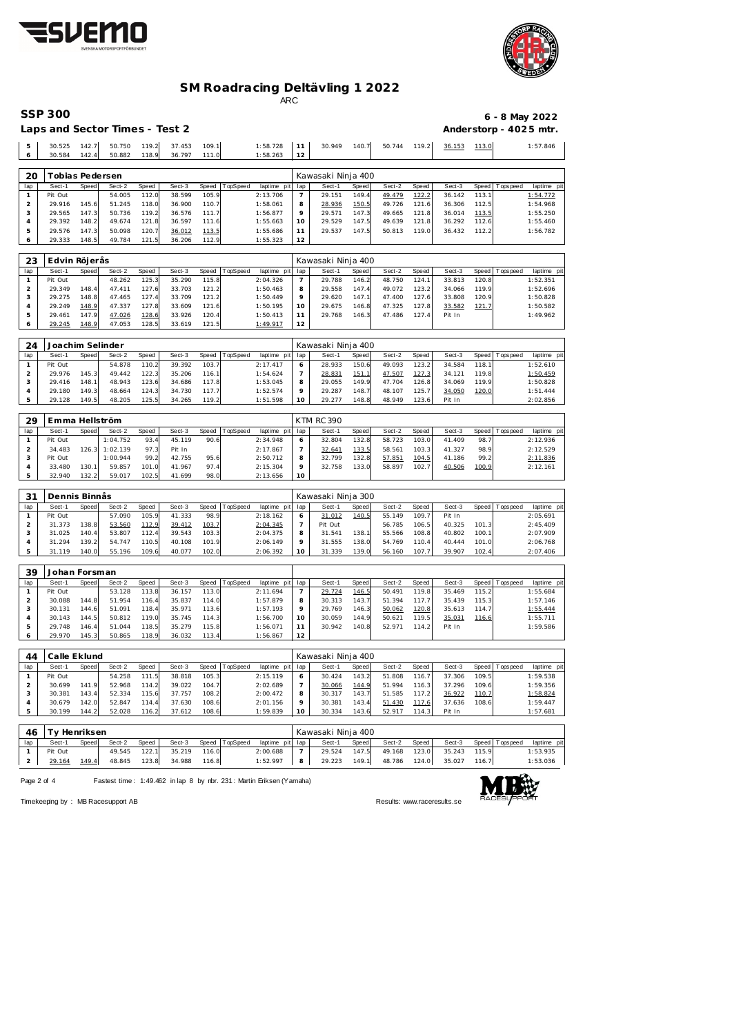# SM Roadracing Deltävling 1 2022

ARC

## SSP 300

**6 - 8 May 2022**

### Laps and Sector Times - Test 2

**Anderstorp - 4025 mtr.**

| lap | Sect-1 | Speed | Sect-2 | Speed | Sect-3 | Speed | TopSpeed | laptime pit | lap | Sect-1 | Speed | Sect-2 | Speed | Sect-3 | Speed | Topspeed | laptime pit |
|---|---|---|---|---|---|---|---|---|---|---|---|---|---|---|---|---|---|
| 5 | 30.525 | 142.7 | 50.750 | 119.2 | 37.453 | 109.1 | | 1:58.728 | 11 | 30.949 | 140.7 | 50.744 | 119.2 | 36.153 | 113.0 | | 1:57.846 |
| 6 | 30.584 | 142.4 | 50.882 | 118.9 | 36.797 | 111.0 | | 1:58.263 | 12 | | | | | | | | |

### 20 Tobias Pedersen — Kawasaki Ninja 400

| lap | Sect-1 | Speed | Sect-2 | Speed | Sect-3 | Speed | TopSpeed | laptime pit | lap | Sect-1 | Speed | Sect-2 | Speed | Sect-3 | Speed | Topspeed | laptime pit |
|---|---|---|---|---|---|---|---|---|---|---|---|---|---|---|---|---|---|
| 1 | Pit Out | | 54.005 | 112.0 | 38.599 | 105.9 | | 2:13.706 | 7 | 29.151 | 149.4 | 49.479 | 122.2 | 36.142 | 113.1 | | 1:54.772 |
| 2 | 29.916 | 145.6 | 51.245 | 118.0 | 36.900 | 110.7 | | 1:58.061 | 8 | 28.936 | 150.5 | 49.726 | 121.6 | 36.306 | 112.5 | | 1:54.968 |
| 3 | 29.565 | 147.3 | 50.736 | 119.2 | 36.576 | 111.7 | | 1:56.877 | 9 | 29.571 | 147.3 | 49.665 | 121.8 | 36.014 | 113.5 | | 1:55.250 |
| 4 | 29.392 | 148.2 | 49.674 | 121.8 | 36.597 | 111.6 | | 1:55.663 | 10 | 29.529 | 147.5 | 49.639 | 121.8 | 36.292 | 112.6 | | 1:55.460 |
| 5 | 29.576 | 147.3 | 50.098 | 120.7 | 36.012 | 113.5 | | 1:55.686 | 11 | 29.537 | 147.5 | 50.813 | 119.0 | 36.432 | 112.2 | | 1:56.782 |
| 6 | 29.333 | 148.5 | 49.784 | 121.5 | 36.206 | 112.9 | | 1:55.323 | 12 | | | | | | | | |

### 23 Edvin Röjerås — Kawasaki Ninja 400

| lap | Sect-1 | Speed | Sect-2 | Speed | Sect-3 | Speed | TopSpeed | laptime pit | lap | Sect-1 | Speed | Sect-2 | Speed | Sect-3 | Speed | Topspeed | laptime pit |
|---|---|---|---|---|---|---|---|---|---|---|---|---|---|---|---|---|---|
| 1 | Pit Out | | 48.262 | 125.3 | 35.290 | 115.8 | | 2:04.326 | 7 | 29.788 | 146.2 | 48.750 | 124.1 | 33.813 | 120.8 | | 1:52.351 |
| 2 | 29.349 | 148.4 | 47.411 | 127.6 | 33.703 | 121.2 | | 1:50.463 | 8 | 29.558 | 147.4 | 49.072 | 123.2 | 34.066 | 119.9 | | 1:52.696 |
| 3 | 29.275 | 148.8 | 47.465 | 127.4 | 33.709 | 121.2 | | 1:50.449 | 9 | 29.620 | 147.1 | 47.400 | 127.6 | 33.808 | 120.9 | | 1:50.828 |
| 4 | 29.249 | 148.9 | 47.337 | 127.8 | 33.609 | 121.6 | | 1:50.195 | 10 | 29.675 | 146.8 | 47.325 | 127.8 | 33.582 | 121.7 | | 1:50.582 |
| 5 | 29.461 | 147.9 | 47.026 | 128.6 | 33.926 | 120.4 | | 1:50.413 | 11 | 29.768 | 146.3 | 47.486 | 127.4 | Pit In | | | 1:49.962 |
| 6 | 29.245 | 148.9 | 47.053 | 128.5 | 33.619 | 121.5 | | 1:49.917 | 12 | | | | | | | | |

### 24 Joachim Selinder — Kawasaki Ninja 400

| lap | Sect-1 | Speed | Sect-2 | Speed | Sect-3 | Speed | TopSpeed | laptime pit | lap | Sect-1 | Speed | Sect-2 | Speed | Sect-3 | Speed | Topspeed | laptime pit |
|---|---|---|---|---|---|---|---|---|---|---|---|---|---|---|---|---|---|
| 1 | Pit Out | | 54.878 | 110.2 | 39.392 | 103.7 | | 2:17.417 | 6 | 28.933 | 150.6 | 49.093 | 123.2 | 34.584 | 118.1 | | 1:52.610 |
| 2 | 29.976 | 145.3 | 49.442 | 122.3 | 35.206 | 116.1 | | 1:54.624 | 7 | 28.831 | 151.1 | 47.507 | 127.3 | 34.121 | 119.8 | | 1:50.459 |
| 3 | 29.416 | 148.1 | 48.943 | 123.6 | 34.686 | 117.8 | | 1:53.045 | 8 | 29.055 | 149.9 | 47.704 | 126.8 | 34.069 | 119.9 | | 1:50.828 |
| 4 | 29.180 | 149.3 | 48.664 | 124.3 | 34.730 | 117.7 | | 1:52.574 | 9 | 29.287 | 148.7 | 48.107 | 125.7 | 34.050 | 120.0 | | 1:51.444 |
| 5 | 29.128 | 149.5 | 48.205 | 125.5 | 34.265 | 119.2 | | 1:51.598 | 10 | 29.277 | 148.8 | 48.949 | 123.6 | Pit In | | | 2:02.856 |

### 29 Emma Hellström — KTM RC390

| lap | Sect-1 | Speed | Sect-2 | Speed | Sect-3 | Speed | TopSpeed | laptime pit | lap | Sect-1 | Speed | Sect-2 | Speed | Sect-3 | Speed | Topspeed | laptime pit |
|---|---|---|---|---|---|---|---|---|---|---|---|---|---|---|---|---|---|
| 1 | Pit Out | | 1:04.752 | 93.4 | 45.119 | 90.6 | | 2:34.948 | 6 | 32.804 | 132.8 | 58.723 | 103.0 | 41.409 | 98.7 | | 2:12.936 |
| 2 | 34.483 | 126.3 | 1:02.139 | 97.3 | Pit In | | | 2:17.867 | 7 | 32.641 | 133.5 | 58.561 | 103.3 | 41.327 | 98.9 | | 2:12.529 |
| 3 | Pit Out | | 1:00.944 | 99.2 | 42.755 | 95.6 | | 2:50.712 | 8 | 32.799 | 132.8 | 57.851 | 104.5 | 41.186 | 99.2 | | 2:11.836 |
| 4 | 33.480 | 130.1 | 59.857 | 101.0 | 41.967 | 97.4 | | 2:15.304 | 9 | 32.758 | 133.0 | 58.897 | 102.7 | 40.506 | 100.9 | | 2:12.161 |
| 5 | 32.940 | 132.2 | 59.017 | 102.5 | 41.699 | 98.0 | | 2:13.656 | 10 | | | | | | | | |

### 31 Dennis Binnås — Kawasaki Ninja 300

| lap | Sect-1 | Speed | Sect-2 | Speed | Sect-3 | Speed | TopSpeed | laptime pit | lap | Sect-1 | Speed | Sect-2 | Speed | Sect-3 | Speed | Topspeed | laptime pit |
|---|---|---|---|---|---|---|---|---|---|---|---|---|---|---|---|---|---|
| 1 | Pit Out | | 57.090 | 105.9 | 41.333 | 98.9 | | 2:18.162 | 6 | 31.012 | 140.5 | 55.149 | 109.7 | Pit In | | | 2:05.691 |
| 2 | 31.373 | 138.8 | 53.560 | 112.9 | 39.412 | 103.7 | | 2:04.345 | 7 | Pit Out | | 56.785 | 106.5 | 40.325 | 101.3 | | 2:45.409 |
| 3 | 31.025 | 140.4 | 53.807 | 112.4 | 39.543 | 103.3 | | 2:04.375 | 8 | 31.541 | 138.1 | 55.566 | 108.8 | 40.802 | 100.1 | | 2:07.909 |
| 4 | 31.294 | 139.2 | 54.747 | 110.5 | 40.108 | 101.9 | | 2:06.149 | 9 | 31.555 | 138.0 | 54.769 | 110.4 | 40.444 | 101.0 | | 2:06.768 |
| 5 | 31.119 | 140.0 | 55.196 | 109.6 | 40.077 | 102.0 | | 2:06.392 | 10 | 31.339 | 139.0 | 56.160 | 107.7 | 39.907 | 102.4 | | 2:07.406 |

### 39 Johan Forsman

| lap | Sect-1 | Speed | Sect-2 | Speed | Sect-3 | Speed | TopSpeed | laptime pit | lap | Sect-1 | Speed | Sect-2 | Speed | Sect-3 | Speed | Topspeed | laptime pit |
|---|---|---|---|---|---|---|---|---|---|---|---|---|---|---|---|---|---|
| 1 | Pit Out | | 53.128 | 113.8 | 36.157 | 113.0 | | 2:11.694 | 7 | 29.724 | 146.5 | 50.491 | 119.8 | 35.469 | 115.2 | | 1:55.684 |
| 2 | 30.088 | 144.8 | 51.954 | 116.4 | 35.837 | 114.0 | | 1:57.879 | 8 | 30.313 | 143.7 | 51.394 | 117.7 | 35.439 | 115.3 | | 1:57.146 |
| 3 | 30.131 | 144.6 | 51.091 | 118.4 | 35.971 | 113.6 | | 1:57.193 | 9 | 29.769 | 146.3 | 50.062 | 120.8 | 35.613 | 114.7 | | 1:55.444 |
| 4 | 30.143 | 144.5 | 50.812 | 119.0 | 35.745 | 114.3 | | 1:56.700 | 10 | 30.059 | 144.9 | 50.621 | 119.5 | 35.031 | 116.6 | | 1:55.711 |
| 5 | 29.748 | 146.4 | 51.044 | 118.5 | 35.279 | 115.8 | | 1:56.071 | 11 | 30.942 | 140.8 | 52.971 | 114.2 | Pit In | | | 1:59.586 |
| 6 | 29.970 | 145.3 | 50.865 | 118.9 | 36.032 | 113.4 | | 1:56.867 | 12 | | | | | | | | |

### 44 Calle Eklund — Kawasaki Ninja 400

| lap | Sect-1 | Speed | Sect-2 | Speed | Sect-3 | Speed | TopSpeed | laptime pit | lap | Sect-1 | Speed | Sect-2 | Speed | Sect-3 | Speed | Topspeed | laptime pit |
|---|---|---|---|---|---|---|---|---|---|---|---|---|---|---|---|---|---|
| 1 | Pit Out | | 54.258 | 111.5 | 38.818 | 105.3 | | 2:15.119 | 6 | 30.424 | 143.2 | 51.808 | 116.7 | 37.306 | 109.5 | | 1:59.538 |
| 2 | 30.699 | 141.9 | 52.968 | 114.2 | 39.022 | 104.7 | | 2:02.689 | 7 | 30.066 | 144.9 | 51.994 | 116.3 | 37.296 | 109.6 | | 1:59.356 |
| 3 | 30.381 | 143.4 | 52.334 | 115.6 | 37.757 | 108.2 | | 2:00.472 | 8 | 30.317 | 143.7 | 51.585 | 117.2 | 36.922 | 110.7 | | 1:58.824 |
| 4 | 30.679 | 142.0 | 52.847 | 114.4 | 37.630 | 108.6 | | 2:01.156 | 9 | 30.381 | 143.4 | 51.430 | 117.6 | 37.636 | 108.6 | | 1:59.447 |
| 5 | 30.199 | 144.2 | 52.028 | 116.2 | 37.612 | 108.6 | | 1:59.839 | 10 | 30.334 | 143.6 | 52.917 | 114.3 | Pit In | | | 1:57.681 |

### 46 Ty Henriksen — Kawasaki Ninja 400

| lap | Sect-1 | Speed | Sect-2 | Speed | Sect-3 | Speed | TopSpeed | laptime pit | lap | Sect-1 | Speed | Sect-2 | Speed | Sect-3 | Speed | Topspeed | laptime pit |
|---|---|---|---|---|---|---|---|---|---|---|---|---|---|---|---|---|---|
| 1 | Pit Out | | 49.545 | 122.1 | 35.219 | 116.0 | | 2:00.688 | 7 | 29.524 | 147.5 | 49.168 | 123.0 | 35.243 | 115.9 | | 1:53.935 |
| 2 | 29.164 | 149.4 | 48.845 | 123.8 | 34.988 | 116.8 | | 1:52.997 | 8 | 29.223 | 149.1 | 48.786 | 124.0 | 35.027 | 116.7 | | 1:53.036 |

Fastest time : 1:49.462 in lap 8 by nbr. 231 : Martin Eriksen (Yamaha)

Timekeeping by : MB Racesupport AB

Results: www.raceresults.se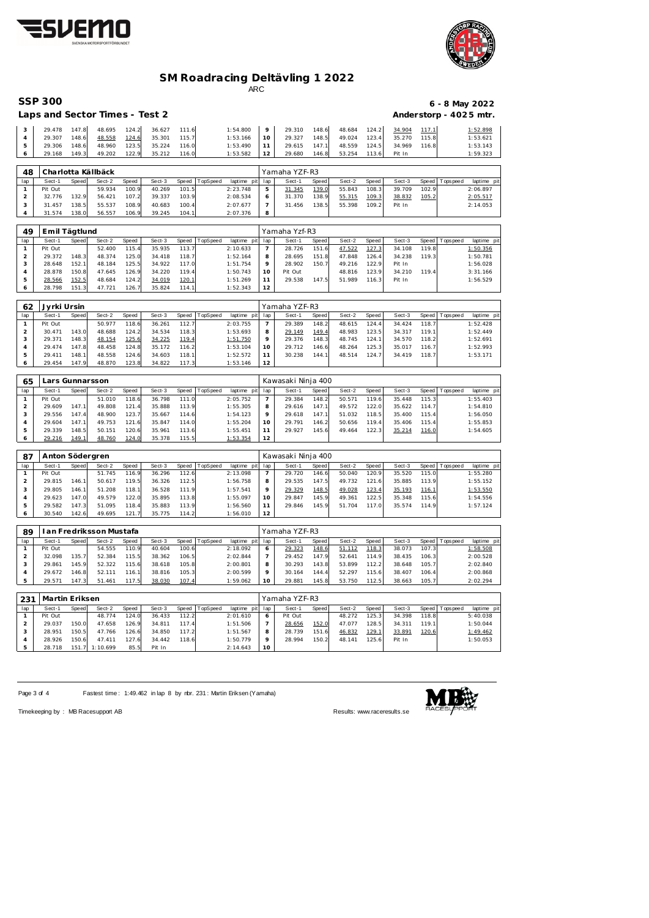# SM Roadracing Deltävling 1 2022

ARC

## SSP 300

**6 - 8 May 2022**

### Laps and Sector Times - Test 2

**Anderstorp - 4025 mtr.**

| lap | Sect-1 | Speed | Sect-2 | Speed | Sect-3 | Speed | TopSpeed | laptime pit | lap | Sect-1 | Speed | Sect-2 | Speed | Sect-3 | Speed | Topspeed | laptime pit |
|---|---|---|---|---|---|---|---|---|---|---|---|---|---|---|---|---|---|
| 3 | 29.478 | 147.8 | 48.695 | 124.2 | 36.627 | 111.6 | | 1:54.800 | 9 | 29.310 | 148.6 | 48.684 | 124.2 | 34.904 | 117.1 | | 1:52.898 |
| 4 | 29.307 | 148.6 | 48.558 | 124.6 | 35.301 | 115.7 | | 1:53.166 | 10 | 29.327 | 148.5 | 49.024 | 123.4 | 35.270 | 115.8 | | 1:53.621 |
| 5 | 29.306 | 148.6 | 48.960 | 123.5 | 35.224 | 116.0 | | 1:53.490 | 11 | 29.615 | 147.1 | 48.559 | 124.5 | 34.969 | 116.8 | | 1:53.143 |
| 6 | 29.168 | 149.3 | 49.202 | 122.9 | 35.212 | 116.0 | | 1:53.582 | 12 | 29.680 | 146.8 | 53.254 | 113.6 | Pit In | | | 1:59.323 |

**48 Charlotta Källbäck** — Yamaha YZF-R3

| lap | Sect-1 | Speed | Sect-2 | Speed | Sect-3 | Speed | TopSpeed | laptime pit | lap | Sect-1 | Speed | Sect-2 | Speed | Sect-3 | Speed | Topspeed | laptime pit |
|---|---|---|---|---|---|---|---|---|---|---|---|---|---|---|---|---|---|
| 1 | Pit Out | | 59.934 | 100.9 | 40.269 | 101.5 | | 2:23.748 | 5 | 31.345 | 139.0 | 55.843 | 108.3 | 39.709 | 102.9 | | 2:06.897 |
| 2 | 32.776 | 132.9 | 56.421 | 107.2 | 39.337 | 103.9 | | 2:08.534 | 6 | 31.370 | 138.9 | 55.315 | 109.3 | 38.832 | 105.2 | | 2:05.517 |
| 3 | 31.457 | 138.5 | 55.537 | 108.9 | 40.683 | 100.4 | | 2:07.677 | 7 | 31.456 | 138.5 | 55.398 | 109.2 | Pit In | | | 2:14.053 |
| 4 | 31.574 | 138.0 | 56.557 | 106.9 | 39.245 | 104.1 | | 2:07.376 | 8 | | | | | | | | |

**49 Emil Tägtlund** — Yamaha Yzf-R3

| lap | Sect-1 | Speed | Sect-2 | Speed | Sect-3 | Speed | TopSpeed | laptime pit | lap | Sect-1 | Speed | Sect-2 | Speed | Sect-3 | Speed | Topspeed | laptime pit |
|---|---|---|---|---|---|---|---|---|---|---|---|---|---|---|---|---|---|
| 1 | Pit Out | | 52.400 | 115.4 | 35.935 | 113.7 | | 2:10.633 | 7 | 28.726 | 151.6 | 47.522 | 127.3 | 34.108 | 119.8 | | 1:50.356 |
| 2 | 29.372 | 148.3 | 48.374 | 125.0 | 34.418 | 118.7 | | 1:52.164 | 8 | 28.695 | 151.8 | 47.848 | 126.4 | 34.238 | 119.3 | | 1:50.781 |
| 3 | 28.648 | 152.1 | 48.184 | 125.5 | 34.922 | 117.0 | | 1:51.754 | 9 | 28.902 | 150.7 | 49.216 | 122.9 | Pit In | | | 1:56.028 |
| 4 | 28.878 | 150.8 | 47.645 | 126.9 | 34.220 | 119.4 | | 1:50.743 | 10 | Pit Out | | 48.816 | 123.9 | 34.210 | 119.4 | | 3:31.166 |
| 5 | 28.566 | 152.5 | 48.684 | 124.2 | 34.019 | 120.1 | | 1:51.269 | 11 | 29.538 | 147.5 | 51.989 | 116.3 | Pit In | | | 1:56.529 |
| 6 | 28.798 | 151.3 | 47.721 | 126.7 | 35.824 | 114.1 | | 1:52.343 | 12 | | | | | | | | |

**62 Jyrki Ursin** — Yamaha YZF-R3

| lap | Sect-1 | Speed | Sect-2 | Speed | Sect-3 | Speed | TopSpeed | laptime pit | lap | Sect-1 | Speed | Sect-2 | Speed | Sect-3 | Speed | Topspeed | laptime pit |
|---|---|---|---|---|---|---|---|---|---|---|---|---|---|---|---|---|---|
| 1 | Pit Out | | 50.977 | 118.6 | 36.261 | 112.7 | | 2:03.755 | 7 | 29.389 | 148.2 | 48.615 | 124.4 | 34.424 | 118.7 | | 1:52.428 |
| 2 | 30.471 | 143.0 | 48.688 | 124.2 | 34.534 | 118.3 | | 1:53.693 | 8 | 29.149 | 149.4 | 48.983 | 123.5 | 34.317 | 119.1 | | 1:52.449 |
| 3 | 29.371 | 148.3 | 48.154 | 125.6 | 34.225 | 119.4 | | 1:51.750 | 9 | 29.376 | 148.3 | 48.745 | 124.1 | 34.570 | 118.2 | | 1:52.691 |
| 4 | 29.474 | 147.8 | 48.458 | 124.8 | 35.172 | 116.2 | | 1:53.104 | 10 | 29.712 | 146.6 | 48.264 | 125.3 | 35.017 | 116.7 | | 1:52.993 |
| 5 | 29.411 | 148.1 | 48.558 | 124.6 | 34.603 | 118.1 | | 1:52.572 | 11 | 30.238 | 144.1 | 48.514 | 124.7 | 34.419 | 118.7 | | 1:53.171 |
| 6 | 29.454 | 147.9 | 48.870 | 123.8 | 34.822 | 117.3 | | 1:53.146 | 12 | | | | | | | | |

**65 Lars Gunnarsson** — Kawasaki Ninja 400

| lap | Sect-1 | Speed | Sect-2 | Speed | Sect-3 | Speed | TopSpeed | laptime pit | lap | Sect-1 | Speed | Sect-2 | Speed | Sect-3 | Speed | Topspeed | laptime pit |
|---|---|---|---|---|---|---|---|---|---|---|---|---|---|---|---|---|---|
| 1 | Pit Out | | 51.010 | 118.6 | 36.798 | 111.0 | | 2:05.752 | 7 | 29.384 | 148.2 | 50.571 | 119.6 | 35.448 | 115.3 | | 1:55.403 |
| 2 | 29.609 | 147.1 | 49.808 | 121.4 | 35.888 | 113.9 | | 1:55.305 | 8 | 29.616 | 147.1 | 49.572 | 122.0 | 35.622 | 114.7 | | 1:54.810 |
| 3 | 29.556 | 147.4 | 48.900 | 123.7 | 35.667 | 114.6 | | 1:54.123 | 9 | 29.618 | 147.1 | 51.032 | 118.5 | 35.400 | 115.4 | | 1:56.050 |
| 4 | 29.604 | 147.1 | 49.753 | 121.6 | 35.847 | 114.0 | | 1:55.204 | 10 | 29.791 | 146.2 | 50.656 | 119.4 | 35.406 | 115.4 | | 1:55.853 |
| 5 | 29.339 | 148.5 | 50.151 | 120.6 | 35.961 | 113.6 | | 1:55.451 | 11 | 29.927 | 145.6 | 49.464 | 122.3 | 35.214 | 116.0 | | 1:54.605 |
| 6 | 29.216 | 149.1 | 48.760 | 124.0 | 35.378 | 115.5 | | 1:53.354 | 12 | | | | | | | | |

**87 Anton Södergren** — Kawasaki Ninja 400

| lap | Sect-1 | Speed | Sect-2 | Speed | Sect-3 | Speed | TopSpeed | laptime pit | lap | Sect-1 | Speed | Sect-2 | Speed | Sect-3 | Speed | Topspeed | laptime pit |
|---|---|---|---|---|---|---|---|---|---|---|---|---|---|---|---|---|---|
| 1 | Pit Out | | 51.745 | 116.9 | 36.296 | 112.6 | | 2:13.098 | 7 | 29.720 | 146.6 | 50.040 | 120.9 | 35.520 | 115.0 | | 1:55.280 |
| 2 | 29.815 | 146.1 | 50.617 | 119.5 | 36.326 | 112.5 | | 1:56.758 | 8 | 29.535 | 147.5 | 49.732 | 121.6 | 35.885 | 113.9 | | 1:55.152 |
| 3 | 29.805 | 146.1 | 51.208 | 118.1 | 36.528 | 111.9 | | 1:57.541 | 9 | 29.329 | 148.5 | 49.028 | 123.4 | 35.193 | 116.1 | | 1:53.550 |
| 4 | 29.623 | 147.0 | 49.579 | 122.0 | 35.895 | 113.8 | | 1:55.097 | 10 | 29.847 | 145.9 | 49.361 | 122.5 | 35.348 | 115.6 | | 1:54.556 |
| 5 | 29.582 | 147.3 | 51.095 | 118.4 | 35.883 | 113.9 | | 1:56.560 | 11 | 29.846 | 145.9 | 51.704 | 117.0 | 35.574 | 114.9 | | 1:57.124 |
| 6 | 30.540 | 142.6 | 49.695 | 121.7 | 35.775 | 114.2 | | 1:56.010 | 12 | | | | | | | | |

**89 Ian Fredriksson Mustafa** — Yamaha YZF-R3

| lap | Sect-1 | Speed | Sect-2 | Speed | Sect-3 | Speed | TopSpeed | laptime pit | lap | Sect-1 | Speed | Sect-2 | Speed | Sect-3 | Speed | Topspeed | laptime pit |
|---|---|---|---|---|---|---|---|---|---|---|---|---|---|---|---|---|---|
| 1 | Pit Out | | 54.555 | 110.9 | 40.604 | 100.6 | | 2:18.092 | 6 | 29.323 | 148.6 | 51.112 | 118.3 | 38.073 | 107.3 | | 1:58.508 |
| 2 | 32.098 | 135.7 | 52.384 | 115.5 | 38.362 | 106.5 | | 2:02.844 | 7 | 29.452 | 147.9 | 52.641 | 114.9 | 38.435 | 106.3 | | 2:00.528 |
| 3 | 29.861 | 145.9 | 52.322 | 115.6 | 38.618 | 105.8 | | 2:00.801 | 8 | 30.293 | 143.8 | 53.899 | 112.2 | 38.648 | 105.7 | | 2:02.840 |
| 4 | 29.672 | 146.8 | 52.111 | 116.1 | 38.816 | 105.3 | | 2:00.599 | 9 | 30.164 | 144.4 | 52.297 | 115.6 | 38.407 | 106.4 | | 2:00.868 |
| 5 | 29.571 | 147.3 | 51.461 | 117.5 | 38.030 | 107.4 | | 1:59.062 | 10 | 29.881 | 145.8 | 53.750 | 112.5 | 38.663 | 105.7 | | 2:02.294 |

**231 Martin Eriksen** — Yamaha YZF-R3

| lap | Sect-1 | Speed | Sect-2 | Speed | Sect-3 | Speed | TopSpeed | laptime pit | lap | Sect-1 | Speed | Sect-2 | Speed | Sect-3 | Speed | Topspeed | laptime pit |
|---|---|---|---|---|---|---|---|---|---|---|---|---|---|---|---|---|---|
| 1 | Pit Out | | 48.774 | 124.0 | 36.433 | 112.2 | | 2:01.610 | 6 | Pit Out | | 48.272 | 125.3 | 34.398 | 118.8 | | 5:40.038 |
| 2 | 29.037 | 150.0 | 47.658 | 126.9 | 34.811 | 117.4 | | 1:51.506 | 7 | 28.656 | 152.0 | 47.077 | 128.5 | 34.311 | 119.1 | | 1:50.044 |
| 3 | 28.951 | 150.5 | 47.766 | 126.6 | 34.850 | 117.2 | | 1:51.567 | 8 | 28.739 | 151.6 | 46.832 | 129.1 | 33.891 | 120.6 | | 1:49.462 |
| 4 | 28.926 | 150.6 | 47.411 | 127.6 | 34.442 | 118.6 | | 1:50.779 | 9 | 28.994 | 150.2 | 48.141 | 125.6 | Pit In | | | 1:50.053 |
| 5 | 28.718 | 151.7 | 1:10.699 | 85.5 | Pit In | | | 2:14.643 | 10 | | | | | | | | |

Fastest time : 1:49.462 in lap 8 by nbr. 231 : Martin Eriksen (Yamaha)

Timekeeping by : MB Racesupport AB

Results: www.raceresults.se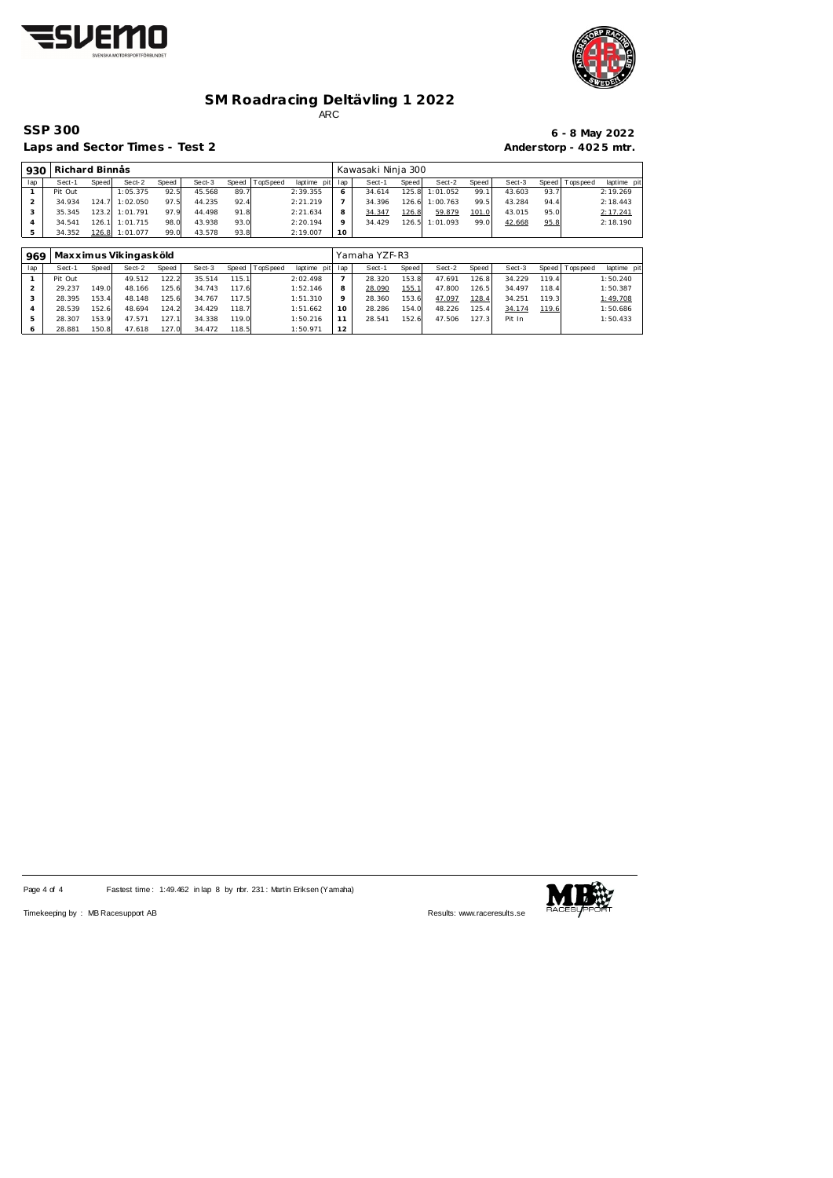# SM Roadracing Deltävling 1 2022

ARC

## SSP 300

**6 - 8 May 2022**

**Laps and Sector Times - Test 2**

**Anderstorp - 4025 mtr.**

| 930 | Richard Binnås | | | | | | | | Kawasaki Ninja 300 | | | | | | | | |
|---|---|---|---|---|---|---|---|---|---|---|---|---|---|---|---|---|---|
| lap | Sect-1 | Speed | Sect-2 | Speed | Sect-3 | Speed | TopSpeed | laptime pit | lap | Sect-1 | Speed | Sect-2 | Speed | Sect-3 | Speed | Topspeed | laptime pit |
| 1 | Pit Out | | 1:05.375 | 92.5 | 45.568 | 89.7 | | 2:39.355 | 6 | 34.614 | 125.8 | 1:01.052 | 99.1 | 43.603 | 93.7 | | 2:19.269 |
| 2 | 34.934 | 124.7 | 1:02.050 | 97.5 | 44.235 | 92.4 | | 2:21.219 | 7 | 34.396 | 126.6 | 1:00.763 | 99.5 | 43.284 | 94.4 | | 2:18.443 |
| 3 | 35.345 | 123.2 | 1:01.791 | 97.9 | 44.498 | 91.8 | | 2:21.634 | 8 | 34.347 | 126.8 | 59.879 | 101.0 | 43.015 | 95.0 | | 2:17.241 |
| 4 | 34.541 | 126.1 | 1:01.715 | 98.0 | 43.938 | 93.0 | | 2:20.194 | 9 | 34.429 | 126.5 | 1:01.093 | 99.0 | 42.668 | 95.8 | | 2:18.190 |
| 5 | 34.352 | 126.8 | 1:01.077 | 99.0 | 43.578 | 93.8 | | 2:19.007 | 10 | | | | | | | | |

| 969 | Maxximus Vikingasköld | | | | | | | | Yamaha YZF-R3 | | | | | | | | |
|---|---|---|---|---|---|---|---|---|---|---|---|---|---|---|---|---|---|
| lap | Sect-1 | Speed | Sect-2 | Speed | Sect-3 | Speed | TopSpeed | laptime pit | lap | Sect-1 | Speed | Sect-2 | Speed | Sect-3 | Speed | Topspeed | laptime pit |
| 1 | Pit Out | | 49.512 | 122.2 | 35.514 | 115.1 | | 2:02.498 | 7 | 28.320 | 153.8 | 47.691 | 126.8 | 34.229 | 119.4 | | 1:50.240 |
| 2 | 29.237 | 149.0 | 48.166 | 125.6 | 34.743 | 117.6 | | 1:52.146 | 8 | 28.090 | 155.1 | 47.800 | 126.5 | 34.497 | 118.4 | | 1:50.387 |
| 3 | 28.395 | 153.4 | 48.148 | 125.6 | 34.767 | 117.5 | | 1:51.310 | 9 | 28.360 | 153.6 | 47.097 | 128.4 | 34.251 | 119.3 | | 1:49.708 |
| 4 | 28.539 | 152.6 | 48.694 | 124.2 | 34.429 | 118.7 | | 1:51.662 | 10 | 28.286 | 154.0 | 48.226 | 125.4 | 34.174 | 119.6 | | 1:50.686 |
| 5 | 28.307 | 153.9 | 47.571 | 127.1 | 34.338 | 119.0 | | 1:50.216 | 11 | 28.541 | 152.6 | 47.506 | 127.3 | Pit In | | | 1:50.433 |
| 6 | 28.881 | 150.8 | 47.618 | 127.0 | 34.472 | 118.5 | | 1:50.971 | 12 | | | | | | | | |

Fastest time : 1:49.462 in lap 8 by nbr. 231 : Martin Eriksen (Yamaha)

Timekeeping by : MB Racesupport AB

Results: www.raceresults.se